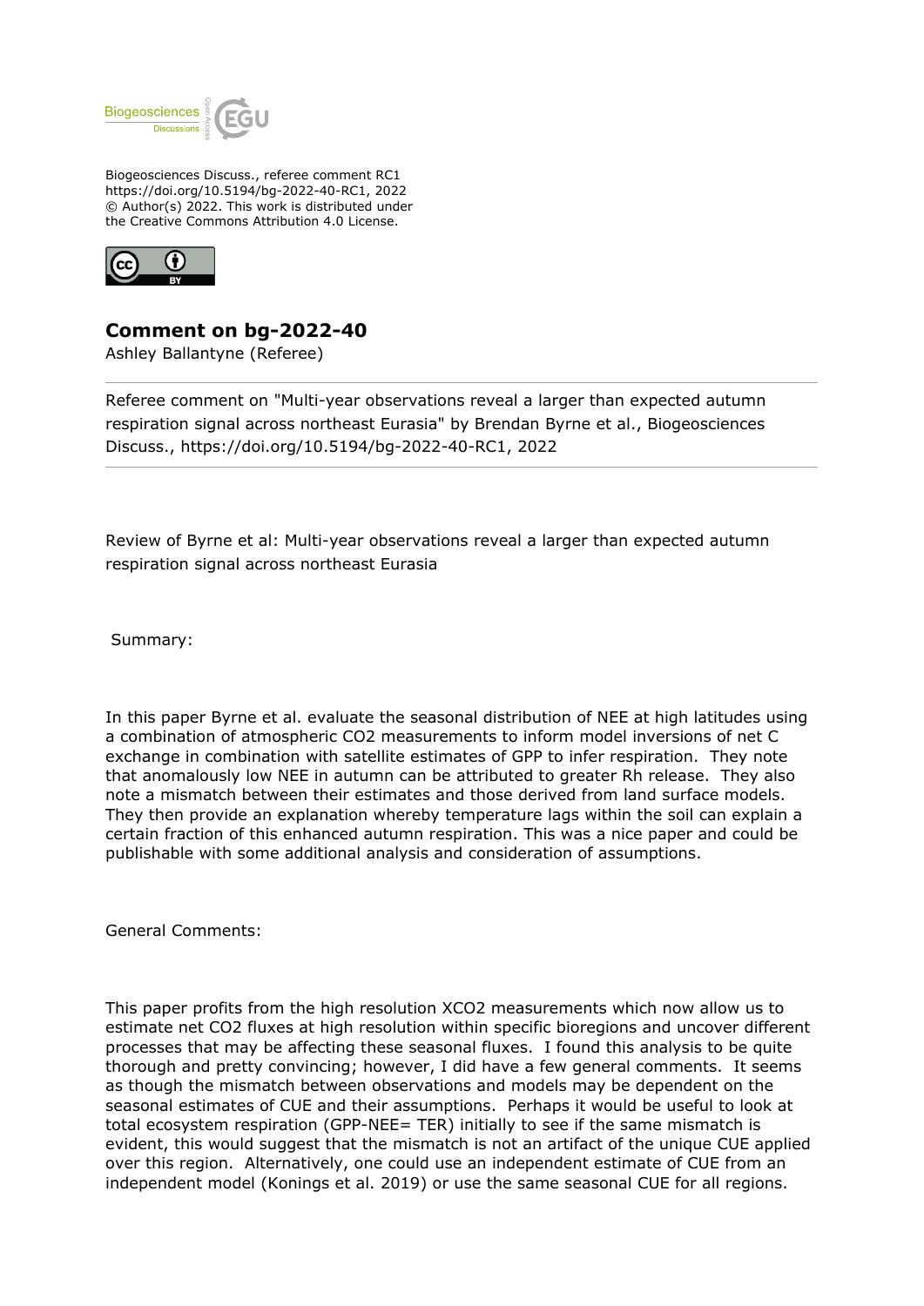Biogeosciences Discuss., referee comment RC1
https://doi.org/10.5194/bg-2022-40-RC1, 2022
© Author(s) 2022. This work is distributed under
the Creative Commons Attribution 4.0 License.

# Comment on bg-2022-40

Ashley Ballantyne (Referee)

---

Referee comment on "Multi-year observations reveal a larger than expected autumn respiration signal across northeast Eurasia" by Brendan Byrne et al., Biogeosciences Discuss., https://doi.org/10.5194/bg-2022-40-RC1, 2022

---

Review of Byrne et al: Multi-year observations reveal a larger than expected autumn respiration signal across northeast Eurasia

Summary:

In this paper Byrne et al. evaluate the seasonal distribution of NEE at high latitudes using a combination of atmospheric CO2 measurements to inform model inversions of net C exchange in combination with satellite estimates of GPP to infer respiration. They note that anomalously low NEE in autumn can be attributed to greater Rh release. They also note a mismatch between their estimates and those derived from land surface models. They then provide an explanation whereby temperature lags within the soil can explain a certain fraction of this enhanced autumn respiration. This was a nice paper and could be publishable with some additional analysis and consideration of assumptions.

General Comments:

This paper profits from the high resolution XCO2 measurements which now allow us to estimate net CO2 fluxes at high resolution within specific bioregions and uncover different processes that may be affecting these seasonal fluxes. I found this analysis to be quite thorough and pretty convincing; however, I did have a few general comments. It seems as though the mismatch between observations and models may be dependent on the seasonal estimates of CUE and their assumptions. Perhaps it would be useful to look at total ecosystem respiration (GPP-NEE= TER) initially to see if the same mismatch is evident, this would suggest that the mismatch is not an artifact of the unique CUE applied over this region. Alternatively, one could use an independent estimate of CUE from an independent model (Konings et al. 2019) or use the same seasonal CUE for all regions.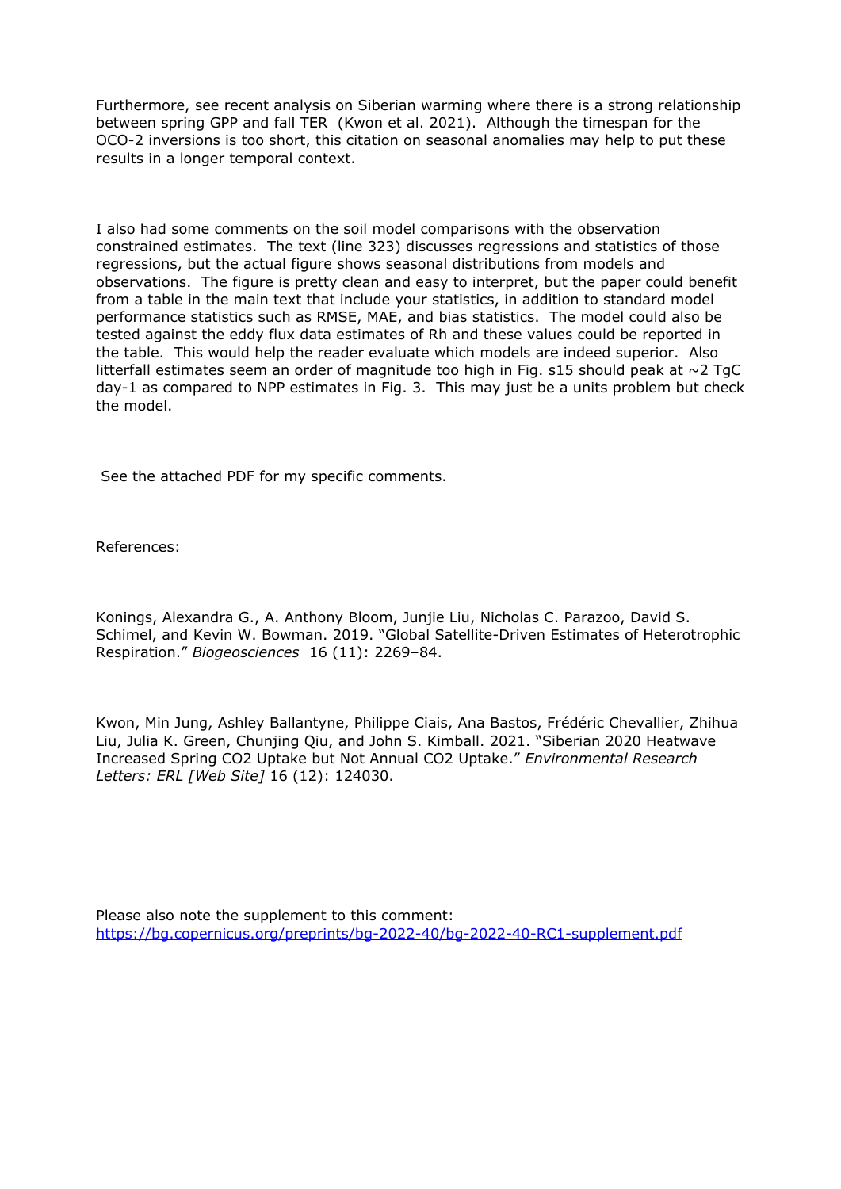Furthermore, see recent analysis on Siberian warming where there is a strong relationship between spring GPP and fall TER (Kwon et al. 2021). Although the timespan for the OCO-2 inversions is too short, this citation on seasonal anomalies may help to put these results in a longer temporal context.

I also had some comments on the soil model comparisons with the observation constrained estimates. The text (line 323) discusses regressions and statistics of those regressions, but the actual figure shows seasonal distributions from models and observations. The figure is pretty clean and easy to interpret, but the paper could benefit from a table in the main text that include your statistics, in addition to standard model performance statistics such as RMSE, MAE, and bias statistics. The model could also be tested against the eddy flux data estimates of Rh and these values could be reported in the table. This would help the reader evaluate which models are indeed superior. Also litterfall estimates seem an order of magnitude too high in Fig. s15 should peak at ~2 TgC day-1 as compared to NPP estimates in Fig. 3. This may just be a units problem but check the model.

See the attached PDF for my specific comments.

References:

Konings, Alexandra G., A. Anthony Bloom, Junjie Liu, Nicholas C. Parazoo, David S. Schimel, and Kevin W. Bowman. 2019. "Global Satellite-Driven Estimates of Heterotrophic Respiration." *Biogeosciences* 16 (11): 2269–84.

Kwon, Min Jung, Ashley Ballantyne, Philippe Ciais, Ana Bastos, Frédéric Chevallier, Zhihua Liu, Julia K. Green, Chunjing Qiu, and John S. Kimball. 2021. "Siberian 2020 Heatwave Increased Spring CO2 Uptake but Not Annual CO2 Uptake." *Environmental Research Letters: ERL [Web Site]* 16 (12): 124030.

Please also note the supplement to this comment:
https://bg.copernicus.org/preprints/bg-2022-40/bg-2022-40-RC1-supplement.pdf